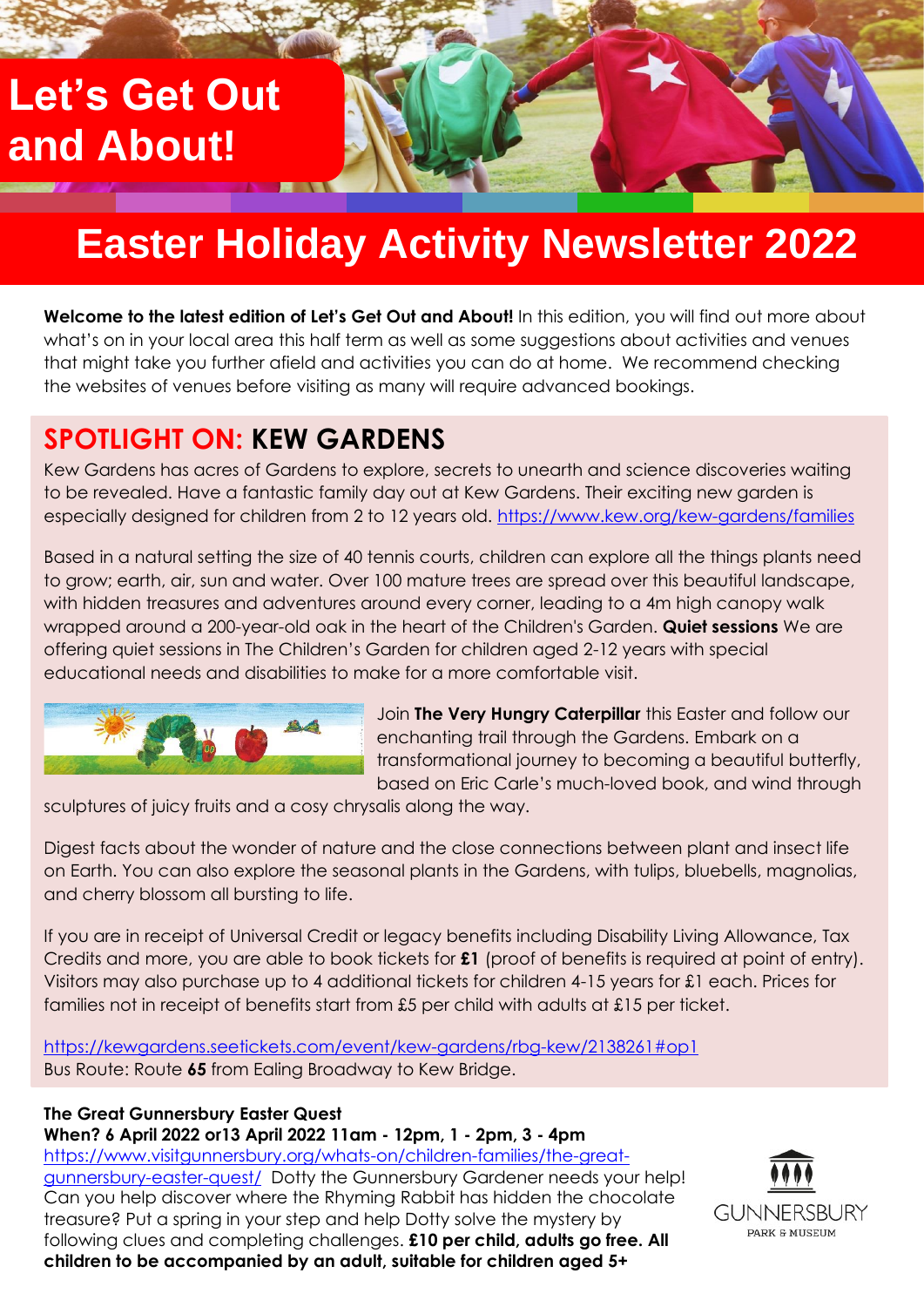# Let's Get Out and About!

# Easter Holiday Activity Newsletter 2022

**Welcome to the latest edition of Let's Get Out and About!** In this edition, you will find out more about what's on in your local area this half term as well as some suggestions about activities and venues that might take you further afield and activities you can do at home. We recommend checking the websites of venues before visiting as many will require advanced bookings.

## SPOTLIGHT ON: KEW GARDENS

Kew Gardens has acres of Gardens to explore, secrets to unearth and science discoveries waiting to be revealed. Have a fantastic family day out at Kew Gardens. Their exciting new garden is especially designed for children from 2 to 12 years old. https://www.kew.org/kew-gardens/families

Based in a natural setting the size of 40 tennis courts, children can explore all the things plants need to grow; earth, air, sun and water. Over 100 mature trees are spread over this beautiful landscape, with hidden treasures and adventures around every corner, leading to a 4m high canopy walk wrapped around a 200-year-old oak in the heart of the Children's Garden. **Quiet sessions** We are offering quiet sessions in The Children's Garden for children aged 2-12 years with special educational needs and disabilities to make for a more comfortable visit.

Join **The Very Hungry Caterpillar** this Easter and follow our enchanting trail through the Gardens. Embark on a transformational journey to becoming a beautiful butterfly, based on Eric Carle's much-loved book, and wind through sculptures of juicy fruits and a cosy chrysalis along the way.

Digest facts about the wonder of nature and the close connections between plant and insect life on Earth. You can also explore the seasonal plants in the Gardens, with tulips, bluebells, magnolias, and cherry blossom all bursting to life.

If you are in receipt of Universal Credit or legacy benefits including Disability Living Allowance, Tax Credits and more, you are able to book tickets for **£1** (proof of benefits is required at point of entry). Visitors may also purchase up to 4 additional tickets for children 4-15 years for £1 each. Prices for families not in receipt of benefits start from £5 per child with adults at £15 per ticket.

https://kewgardens.seetickets.com/event/kew-gardens/rbg-kew/2138261#op1
Bus Route: Route **65** from Ealing Broadway to Kew Bridge.

**The Great Gunnersbury Easter Quest**
**When? 6 April 2022 or13 April 2022 11am - 12pm, 1 - 2pm, 3 - 4pm**
https://www.visitgunnersbury.org/whats-on/children-families/the-great-gunnersbury-easter-quest/ Dotty the Gunnersbury Gardener needs your help! Can you help discover where the Rhyming Rabbit has hidden the chocolate treasure? Put a spring in your step and help Dotty solve the mystery by following clues and completing challenges. **£10 per child, adults go free. All children to be accompanied by an adult, suitable for children aged 5+**

GUNNERSBURY
PARK & MUSEUM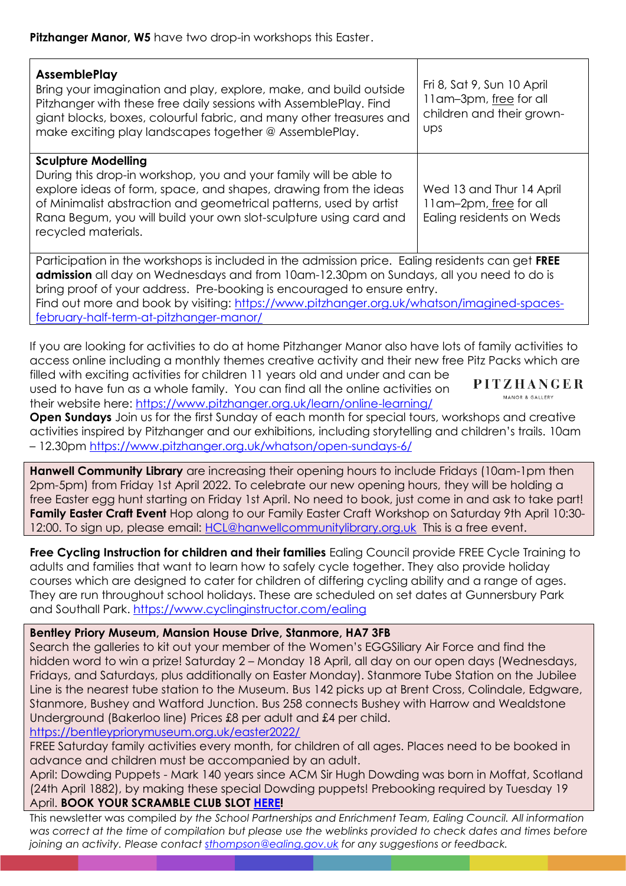**Pitzhanger Manor, W5** have two drop-in workshops this Easter.

| | |
|---|---|
| **AssemblePlay** Bring your imagination and play, explore, make, and build outside Pitzhanger with these free daily sessions with AssemblePlay. Find giant blocks, boxes, colourful fabric, and many other treasures and make exciting play landscapes together @ AssemblePlay. | Fri 8, Sat 9, Sun 10 April 11am–3pm, free for all children and their grown-ups |
| **Sculpture Modelling** During this drop-in workshop, you and your family will be able to explore ideas of form, space, and shapes, drawing from the ideas of Minimalist abstraction and geometrical patterns, used by artist Rana Begum, you will build your own slot-sculpture using card and recycled materials. | Wed 13 and Thur 14 April 11am–2pm, free for all Ealing residents on Weds |
| Participation in the workshops is included in the admission price. Ealing residents can get **FREE admission** all day on Wednesdays and from 10am-12.30pm on Sundays, all you need to do is bring proof of your address. Pre-booking is encouraged to ensure entry. Find out more and book by visiting: https://www.pitzhanger.org.uk/whatson/imagined-spaces-february-half-term-at-pitzhanger-manor/ | |

If you are looking for activities to do at home Pitzhanger Manor also have lots of family activities to access online including a monthly themes creative activity and their new free Pitz Packs which are filled with exciting activities for children 11 years old and under and can be used to have fun as a whole family. You can find all the online activities on their website here: https://www.pitzhanger.org.uk/learn/online-learning/

PITZHANGER
MANOR & GALLERY

**Open Sundays** Join us for the first Sunday of each month for special tours, workshops and creative activities inspired by Pitzhanger and our exhibitions, including storytelling and children's trails. 10am – 12.30pm https://www.pitzhanger.org.uk/whatson/open-sundays-6/

**Hanwell Community Library** are increasing their opening hours to include Fridays (10am-1pm then 2pm-5pm) from Friday 1st April 2022. To celebrate our new opening hours, they will be holding a free Easter egg hunt starting on Friday 1st April. No need to book, just come in and ask to take part! **Family Easter Craft Event** Hop along to our Family Easter Craft Workshop on Saturday 9th April 10:30-12:00. To sign up, please email: HCL@hanwellcommunitylibrary.org.uk This is a free event.

**Free Cycling Instruction for children and their families** Ealing Council provide FREE Cycle Training to adults and families that want to learn how to safely cycle together. They also provide holiday courses which are designed to cater for children of differing cycling ability and a range of ages. They are run throughout school holidays. These are scheduled on set dates at Gunnersbury Park and Southall Park. https://www.cyclinginstructor.com/ealing

**Bentley Priory Museum, Mansion House Drive, Stanmore, HA7 3FB**
Search the galleries to kit out your member of the Women's EGGSiliary Air Force and find the hidden word to win a prize! Saturday 2 – Monday 18 April, all day on our open days (Wednesdays, Fridays, and Saturdays, plus additionally on Easter Monday). Stanmore Tube Station on the Jubilee Line is the nearest tube station to the Museum. Bus 142 picks up at Brent Cross, Colindale, Edgware, Stanmore, Bushey and Watford Junction. Bus 258 connects Bushey with Harrow and Wealdstone Underground (Bakerloo line) Prices £8 per adult and £4 per child.
https://bentleypriorymuseum.org.uk/easter2022/
FREE Saturday family activities every month, for children of all ages. Places need to be booked in advance and children must be accompanied by an adult.
April: Dowding Puppets - Mark 140 years since ACM Sir Hugh Dowding was born in Moffat, Scotland (24th April 1882), by making these special Dowding puppets! Prebooking required by Tuesday 19 April. **BOOK YOUR SCRAMBLE CLUB SLOT HERE!**

This newsletter was compiled *by the School Partnerships and Enrichment Team, Ealing Council. All information was correct at the time of compilation but please use the weblinks provided to check dates and times before joining an activity. Please contact sthompson@ealing.gov.uk for any suggestions or feedback.*